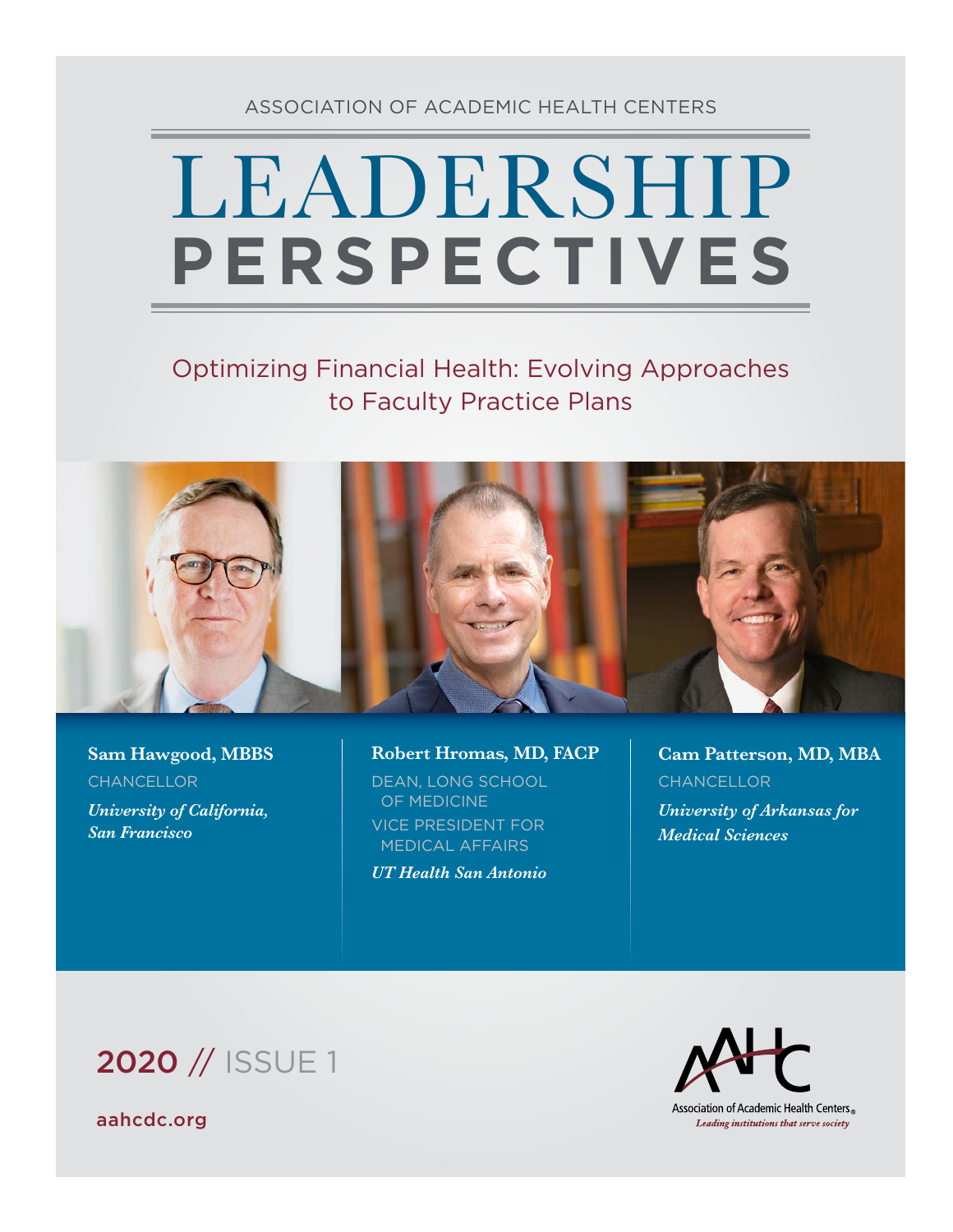ASSOCIATION OF ACADEMIC HEALTH CENTERS

# LEADERSHIP PERSPECTIVES

## Optimizing Financial Health: Evolving Approaches to Faculty Practice Plans

**Sam Hawgood, MBBS**
CHANCELLOR
*University of California, San Francisco*

**Robert Hromas, MD, FACP**
DEAN, LONG SCHOOL OF MEDICINE
VICE PRESIDENT FOR MEDICAL AFFAIRS
*UT Health San Antonio*

**Cam Patterson, MD, MBA**
CHANCELLOR
*University of Arkansas for Medical Sciences*

2020 // ISSUE 1

aahcdc.org

Association of Academic Health Centers®
*Leading institutions that serve society*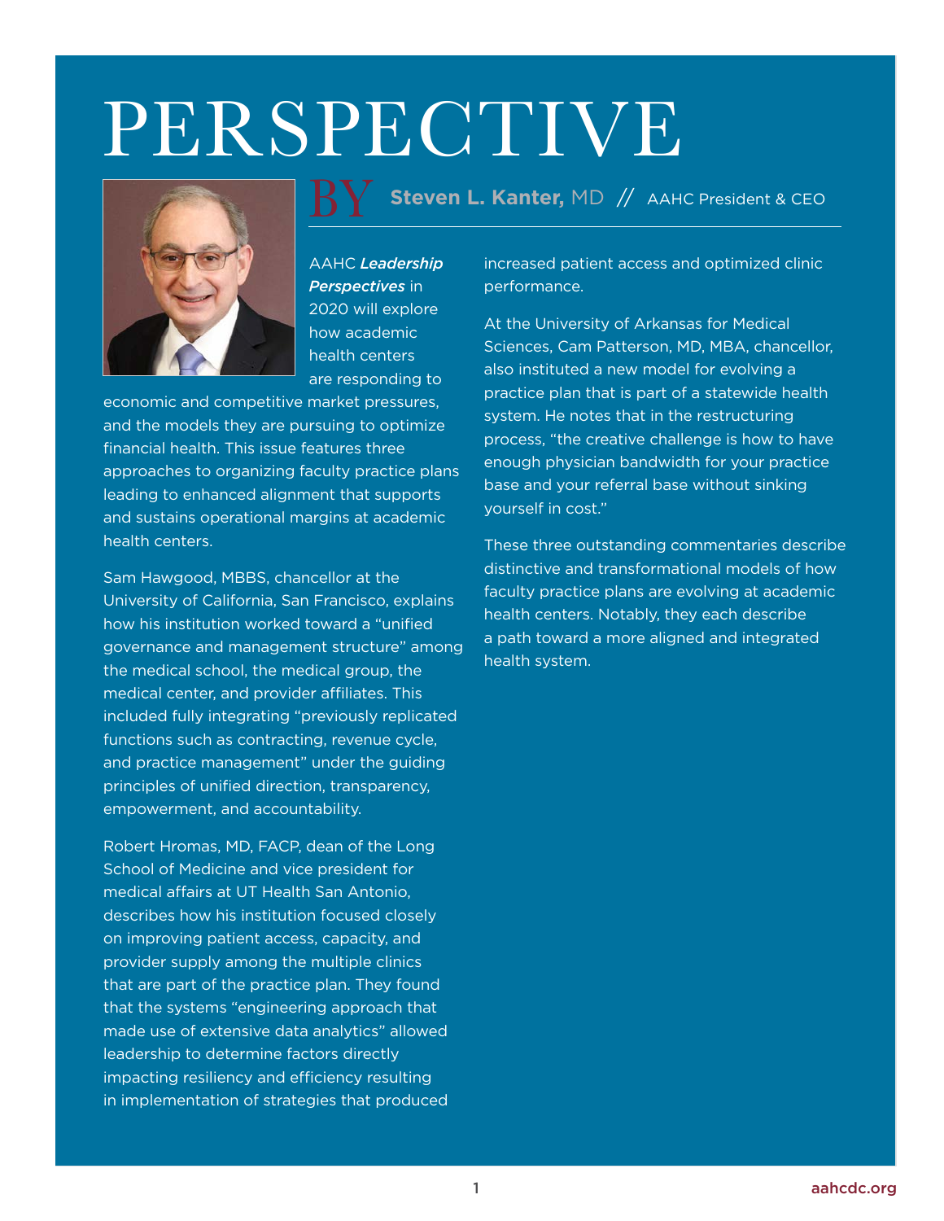# PERSPECTIVE

BY **Steven L. Kanter,** MD // AAHC President & CEO

AAHC ***Leadership Perspectives*** in 2020 will explore how academic health centers are responding to economic and competitive market pressures, and the models they are pursuing to optimize financial health. This issue features three approaches to organizing faculty practice plans leading to enhanced alignment that supports and sustains operational margins at academic health centers.

Sam Hawgood, MBBS, chancellor at the University of California, San Francisco, explains how his institution worked toward a "unified governance and management structure" among the medical school, the medical group, the medical center, and provider affiliates. This included fully integrating "previously replicated functions such as contracting, revenue cycle, and practice management" under the guiding principles of unified direction, transparency, empowerment, and accountability.

Robert Hromas, MD, FACP, dean of the Long School of Medicine and vice president for medical affairs at UT Health San Antonio, describes how his institution focused closely on improving patient access, capacity, and provider supply among the multiple clinics that are part of the practice plan. They found that the systems "engineering approach that made use of extensive data analytics" allowed leadership to determine factors directly impacting resiliency and efficiency resulting in implementation of strategies that produced increased patient access and optimized clinic performance.

At the University of Arkansas for Medical Sciences, Cam Patterson, MD, MBA, chancellor, also instituted a new model for evolving a practice plan that is part of a statewide health system. He notes that in the restructuring process, "the creative challenge is how to have enough physician bandwidth for your practice base and your referral base without sinking yourself in cost."

These three outstanding commentaries describe distinctive and transformational models of how faculty practice plans are evolving at academic health centers. Notably, they each describe a path toward a more aligned and integrated health system.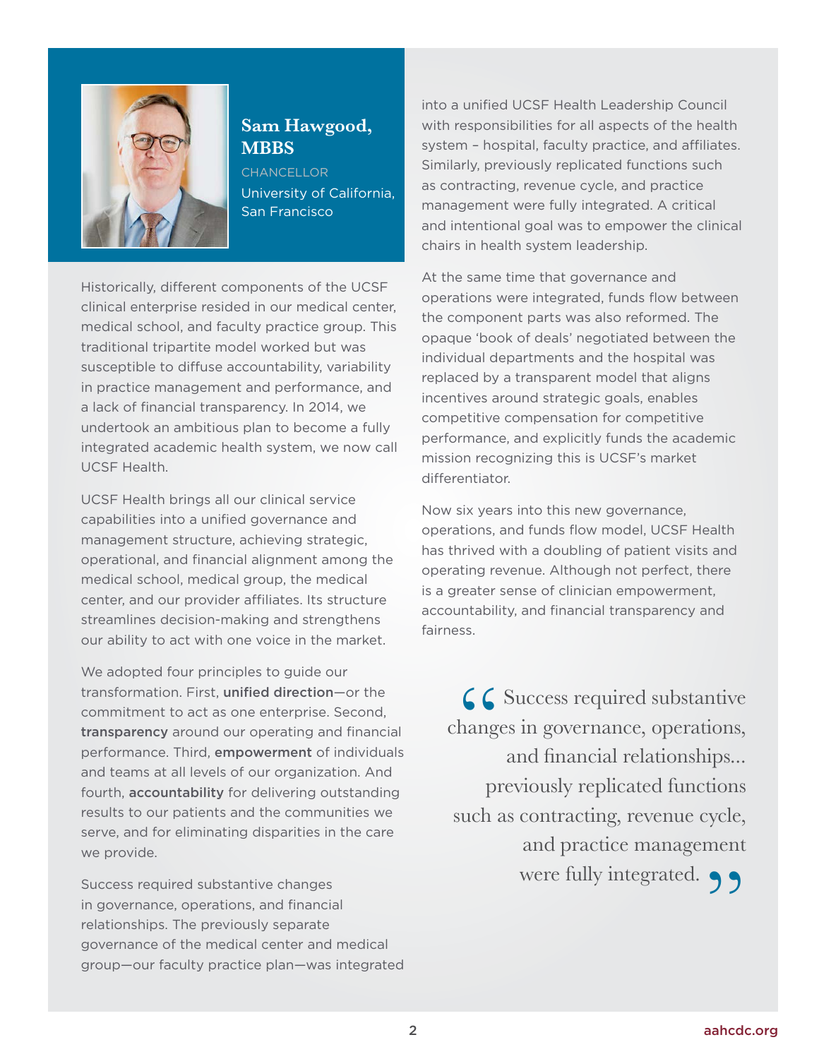## Sam Hawgood, MBBS

CHANCELLOR

University of California, San Francisco

Historically, different components of the UCSF clinical enterprise resided in our medical center, medical school, and faculty practice group. This traditional tripartite model worked but was susceptible to diffuse accountability, variability in practice management and performance, and a lack of financial transparency. In 2014, we undertook an ambitious plan to become a fully integrated academic health system, we now call UCSF Health.

UCSF Health brings all our clinical service capabilities into a unified governance and management structure, achieving strategic, operational, and financial alignment among the medical school, medical group, the medical center, and our provider affiliates. Its structure streamlines decision-making and strengthens our ability to act with one voice in the market.

We adopted four principles to guide our transformation. First, **unified direction**—or the commitment to act as one enterprise. Second, **transparency** around our operating and financial performance. Third, **empowerment** of individuals and teams at all levels of our organization. And fourth, **accountability** for delivering outstanding results to our patients and the communities we serve, and for eliminating disparities in the care we provide.

Success required substantive changes in governance, operations, and financial relationships. The previously separate governance of the medical center and medical group—our faculty practice plan—was integrated into a unified UCSF Health Leadership Council with responsibilities for all aspects of the health system – hospital, faculty practice, and affiliates. Similarly, previously replicated functions such as contracting, revenue cycle, and practice management were fully integrated. A critical and intentional goal was to empower the clinical chairs in health system leadership.

At the same time that governance and operations were integrated, funds flow between the component parts was also reformed. The opaque 'book of deals' negotiated between the individual departments and the hospital was replaced by a transparent model that aligns incentives around strategic goals, enables competitive compensation for competitive performance, and explicitly funds the academic mission recognizing this is UCSF's market differentiator.

Now six years into this new governance, operations, and funds flow model, UCSF Health has thrived with a doubling of patient visits and operating revenue. Although not perfect, there is a greater sense of clinician empowerment, accountability, and financial transparency and fairness.

> "Success required substantive changes in governance, operations, and financial relationships... previously replicated functions such as contracting, revenue cycle, and practice management were fully integrated."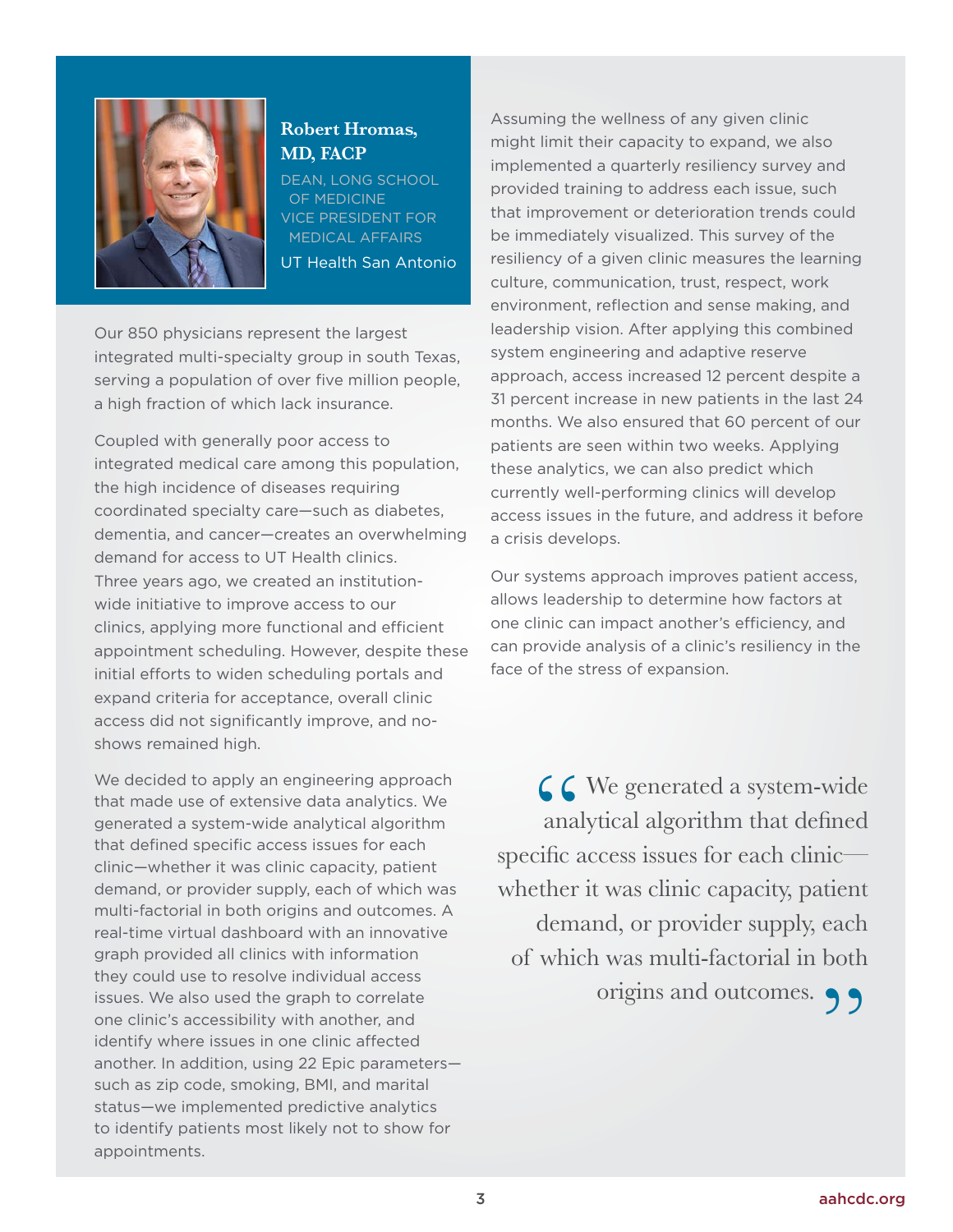**Robert Hromas, MD, FACP**

DEAN, LONG SCHOOL OF MEDICINE
VICE PRESIDENT FOR MEDICAL AFFAIRS
UT Health San Antonio

Our 850 physicians represent the largest integrated multi-specialty group in south Texas, serving a population of over five million people, a high fraction of which lack insurance.

Coupled with generally poor access to integrated medical care among this population, the high incidence of diseases requiring coordinated specialty care—such as diabetes, dementia, and cancer—creates an overwhelming demand for access to UT Health clinics. Three years ago, we created an institution-wide initiative to improve access to our clinics, applying more functional and efficient appointment scheduling. However, despite these initial efforts to widen scheduling portals and expand criteria for acceptance, overall clinic access did not significantly improve, and no-shows remained high.

We decided to apply an engineering approach that made use of extensive data analytics. We generated a system-wide analytical algorithm that defined specific access issues for each clinic—whether it was clinic capacity, patient demand, or provider supply, each of which was multi-factorial in both origins and outcomes. A real-time virtual dashboard with an innovative graph provided all clinics with information they could use to resolve individual access issues. We also used the graph to correlate one clinic's accessibility with another, and identify where issues in one clinic affected another. In addition, using 22 Epic parameters—such as zip code, smoking, BMI, and marital status—we implemented predictive analytics to identify patients most likely not to show for appointments.

Assuming the wellness of any given clinic might limit their capacity to expand, we also implemented a quarterly resiliency survey and provided training to address each issue, such that improvement or deterioration trends could be immediately visualized. This survey of the resiliency of a given clinic measures the learning culture, communication, trust, respect, work environment, reflection and sense making, and leadership vision. After applying this combined system engineering and adaptive reserve approach, access increased 12 percent despite a 31 percent increase in new patients in the last 24 months. We also ensured that 60 percent of our patients are seen within two weeks. Applying these analytics, we can also predict which currently well-performing clinics will develop access issues in the future, and address it before a crisis develops.

Our systems approach improves patient access, allows leadership to determine how factors at one clinic can impact another's efficiency, and can provide analysis of a clinic's resiliency in the face of the stress of expansion.

> "We generated a system-wide analytical algorithm that defined specific access issues for each clinic—whether it was clinic capacity, patient demand, or provider supply, each of which was multi-factorial in both origins and outcomes."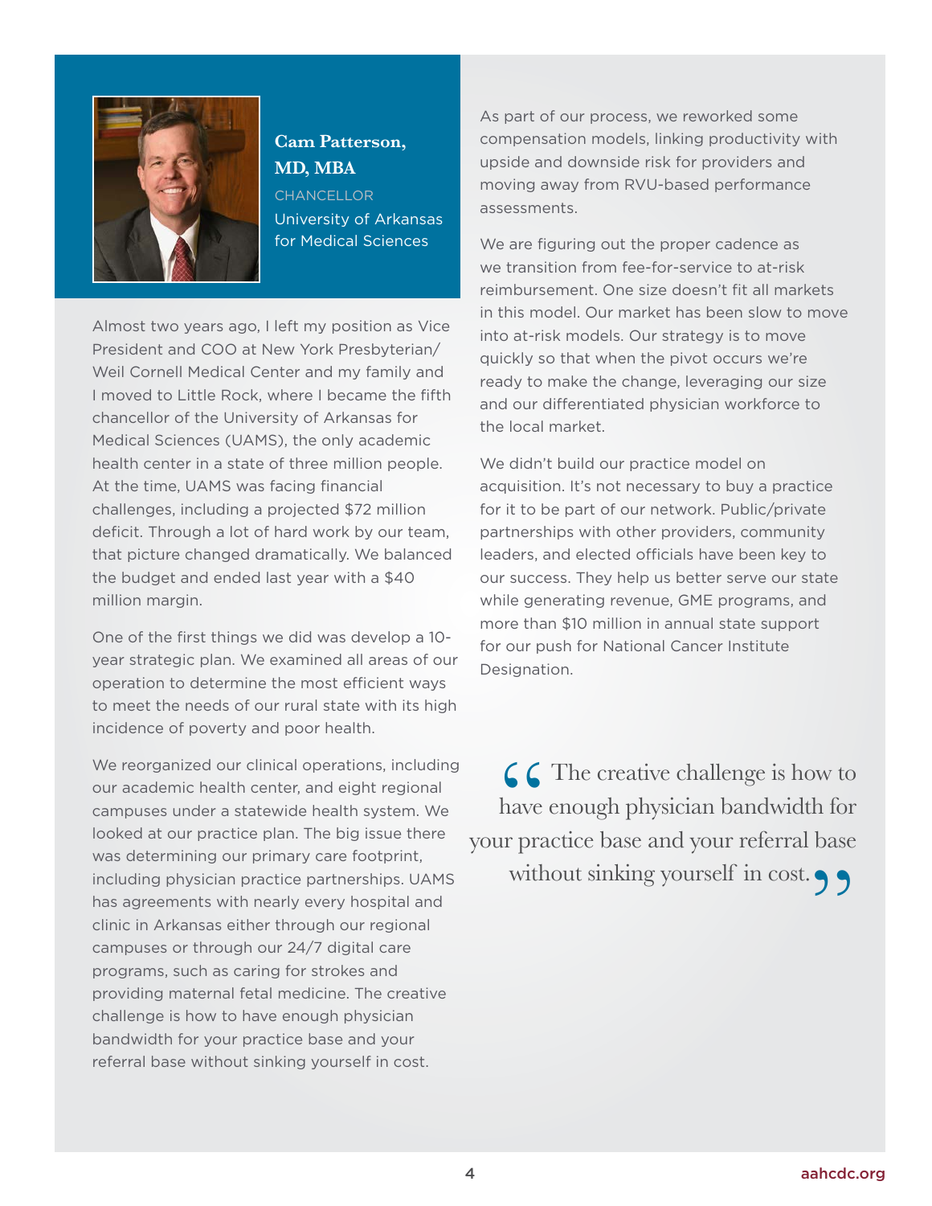**Cam Patterson, MD, MBA**
CHANCELLOR
University of Arkansas for Medical Sciences

Almost two years ago, I left my position as Vice President and COO at New York Presbyterian/ Weil Cornell Medical Center and my family and I moved to Little Rock, where I became the fifth chancellor of the University of Arkansas for Medical Sciences (UAMS), the only academic health center in a state of three million people. At the time, UAMS was facing financial challenges, including a projected $72 million deficit. Through a lot of hard work by our team, that picture changed dramatically. We balanced the budget and ended last year with a $40 million margin.

One of the first things we did was develop a 10-year strategic plan. We examined all areas of our operation to determine the most efficient ways to meet the needs of our rural state with its high incidence of poverty and poor health.

We reorganized our clinical operations, including our academic health center, and eight regional campuses under a statewide health system. We looked at our practice plan. The big issue there was determining our primary care footprint, including physician practice partnerships. UAMS has agreements with nearly every hospital and clinic in Arkansas either through our regional campuses or through our 24/7 digital care programs, such as caring for strokes and providing maternal fetal medicine. The creative challenge is how to have enough physician bandwidth for your practice base and your referral base without sinking yourself in cost.

As part of our process, we reworked some compensation models, linking productivity with upside and downside risk for providers and moving away from RVU-based performance assessments.

We are figuring out the proper cadence as we transition from fee-for-service to at-risk reimbursement. One size doesn't fit all markets in this model. Our market has been slow to move into at-risk models. Our strategy is to move quickly so that when the pivot occurs we're ready to make the change, leveraging our size and our differentiated physician workforce to the local market.

We didn't build our practice model on acquisition. It's not necessary to buy a practice for it to be part of our network. Public/private partnerships with other providers, community leaders, and elected officials have been key to our success. They help us better serve our state while generating revenue, GME programs, and more than $10 million in annual state support for our push for National Cancer Institute Designation.

> "The creative challenge is how to have enough physician bandwidth for your practice base and your referral base without sinking yourself in cost."